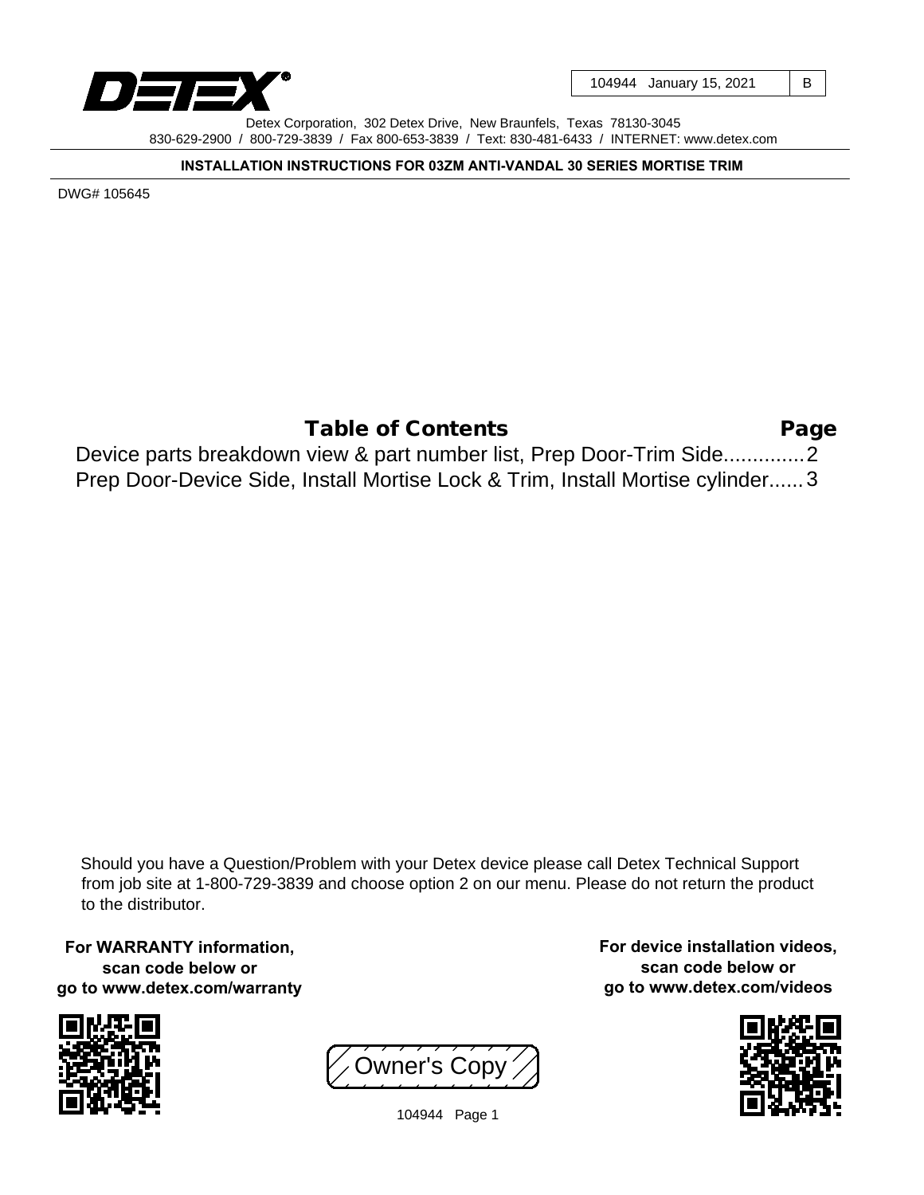104944 January 15, 2021 | B

Detex Corporation, 302 Detex Drive, New Braunfels, Texas 78130-3045
830-629-2900 / 800-729-3839 / Fax 800-653-3839 / Text: 830-481-6433 / INTERNET: www.detex.com

**INSTALLATION INSTRUCTIONS FOR 03ZM ANTI-VANDAL 30 SERIES MORTISE TRIM**

DWG# 105645

| Table of Contents | Page |
|---|---|
| Device parts breakdown view & part number list, Prep Door-Trim Side | 2 |
| Prep Door-Device Side, Install Mortise Lock & Trim, Install Mortise cylinder | 3 |

Should you have a Question/Problem with your Detex device please call Detex Technical Support from job site at 1-800-729-3839 and choose option 2 on our menu. Please do not return the product to the distributor.

**For WARRANTY information, scan code below or go to www.detex.com/warranty**

**For device installation videos, scan code below or go to www.detex.com/videos**

Owner's Copy

104944 Page 1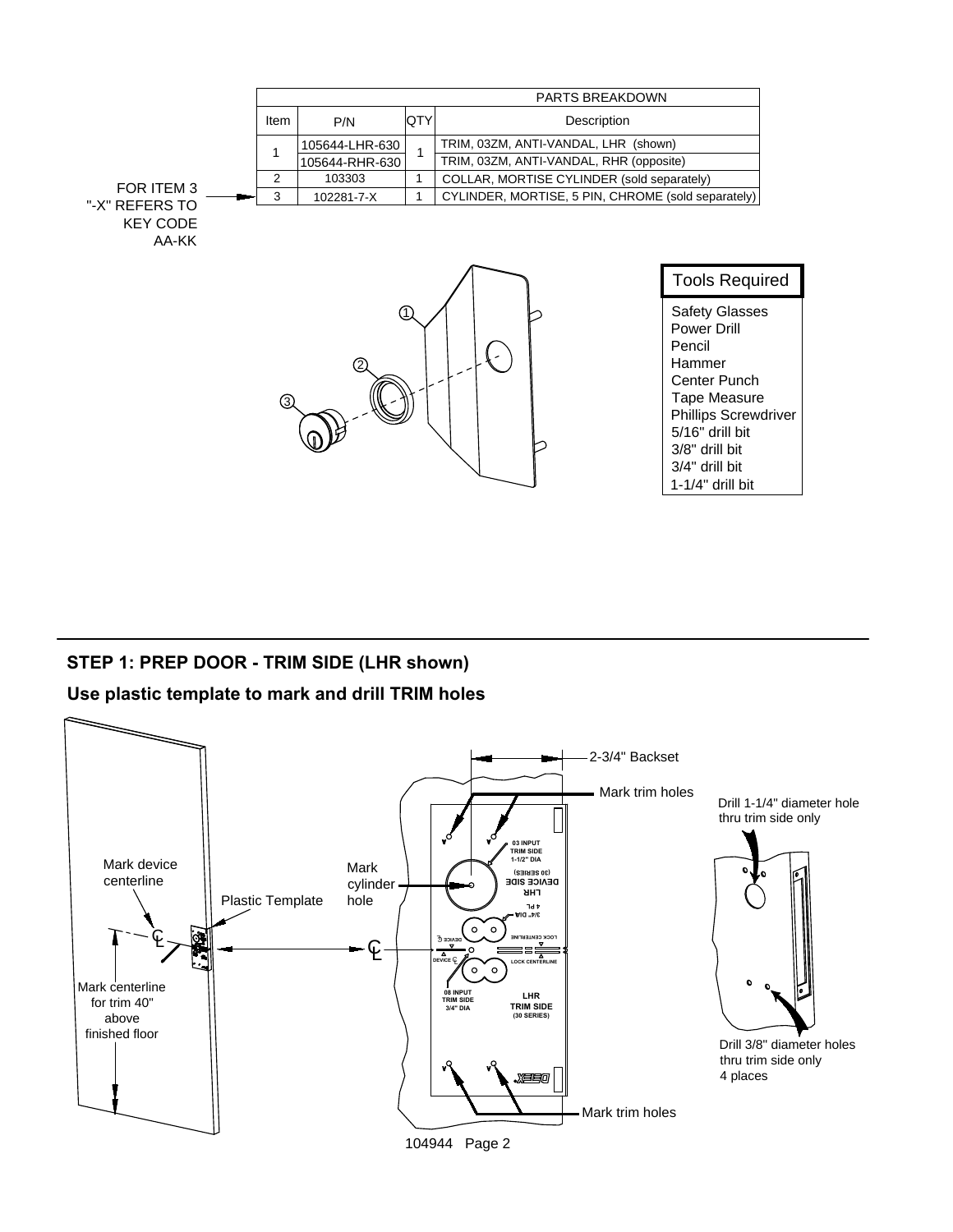| PARTS BREAKDOWN | | | |
|---|---|---|---|
| Item | P/N | QTY | Description |
| 1 | 105644-LHR-630 | 1 | TRIM, 03ZM, ANTI-VANDAL, LHR (shown) |
| | 105644-RHR-630 | | TRIM, 03ZM, ANTI-VANDAL, RHR (opposite) |
| 2 | 103303 | 1 | COLLAR, MORTISE CYLINDER (sold separately) |
| 3 | 102281-7-X | 1 | CYLINDER, MORTISE, 5 PIN, CHROME (sold separately) |

FOR ITEM 3 "-X" REFERS TO KEY CODE AA-KK

**Tools Required**

- Safety Glasses
- Power Drill
- Pencil
- Hammer
- Center Punch
- Tape Measure
- Phillips Screwdriver
- 5/16" drill bit
- 3/8" drill bit
- 3/4" drill bit
- 1-1/4" drill bit

---

## STEP 1: PREP DOOR - TRIM SIDE (LHR shown)

### Use plastic template to mark and drill TRIM holes

Mark device centerline

Mark centerline for trim 40" above finished floor

Plastic Template

Mark cylinder hole

2-3/4" Backset

Mark trim holes

03 INPUT TRIM SIDE 1-1/2" DIA

08 INPUT TRIM SIDE 3/4" DIA

LHR TRIM SIDE (30 SERIES)

DEVICE ℄

LOCK CENTERLINE

Drill 1-1/4" diameter hole thru trim side only

Drill 3/8" diameter holes thru trim side only 4 places

104944 Page 2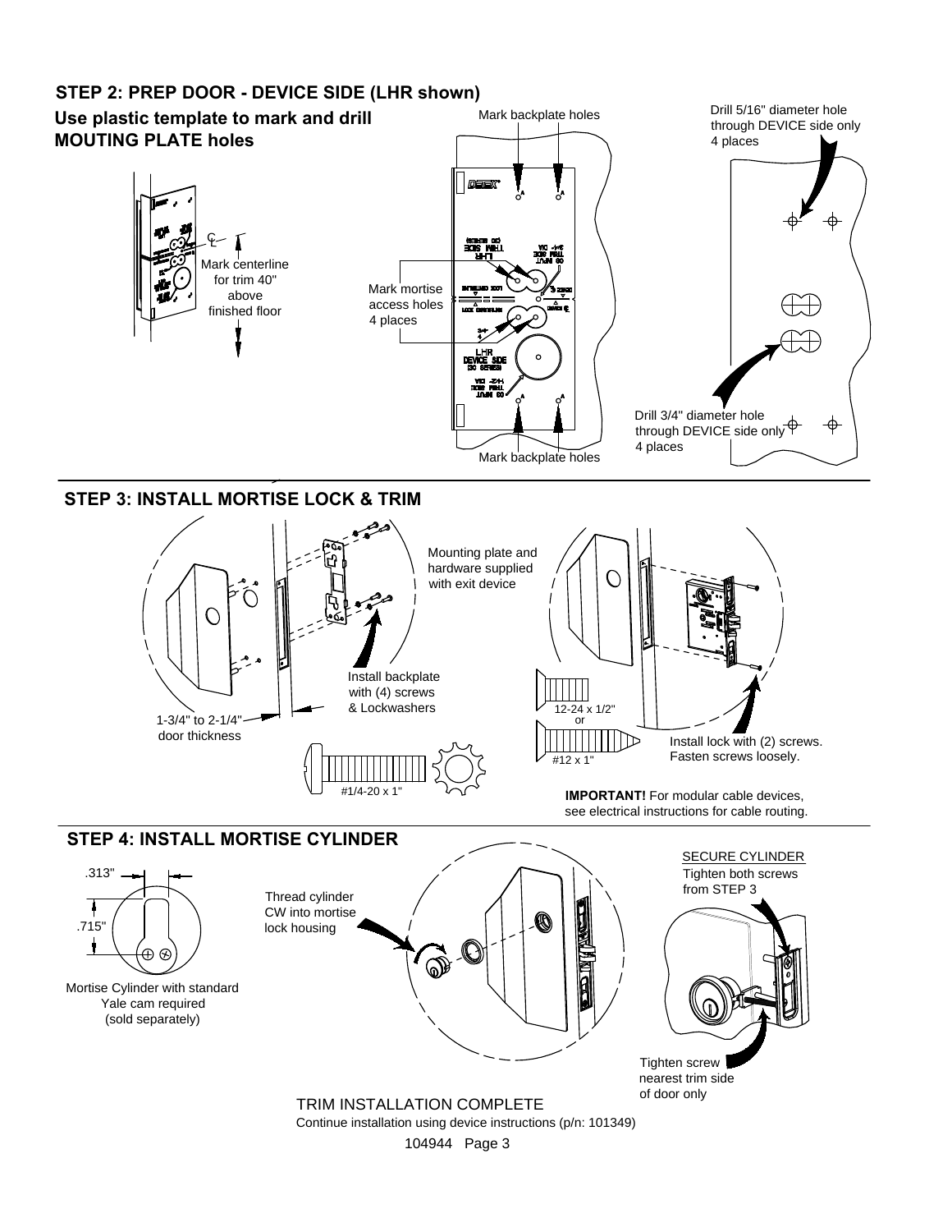## STEP 2: PREP DOOR - DEVICE SIDE (LHR shown)

**Use plastic template to mark and drill MOUTING PLATE holes**

Mark centerline for trim 40" above finished floor

Mark backplate holes

Mark mortise access holes 4 places

Mark backplate holes

Drill 5/16" diameter hole through DEVICE side only 4 places

Drill 3/4" diameter hole through DEVICE side only 4 places

## STEP 3: INSTALL MORTISE LOCK & TRIM

Mounting plate and hardware supplied with exit device

Install backplate with (4) screws & Lockwashers

1-3/4" to 2-1/4" door thickness

#1/4-20 x 1"

12-24 x 1/2" or #12 x 1"

Install lock with (2) screws. Fasten screws loosely.

**IMPORTANT!** For modular cable devices, see electrical instructions for cable routing.

## STEP 4: INSTALL MORTISE CYLINDER

.313"

.715"

Mortise Cylinder with standard Yale cam required (sold separately)

Thread cylinder CW into mortise lock housing

SECURE CYLINDER

Tighten both screws from STEP 3

Tighten screw nearest trim side of door only

TRIM INSTALLATION COMPLETE

Continue installation using device instructions (p/n: 101349)